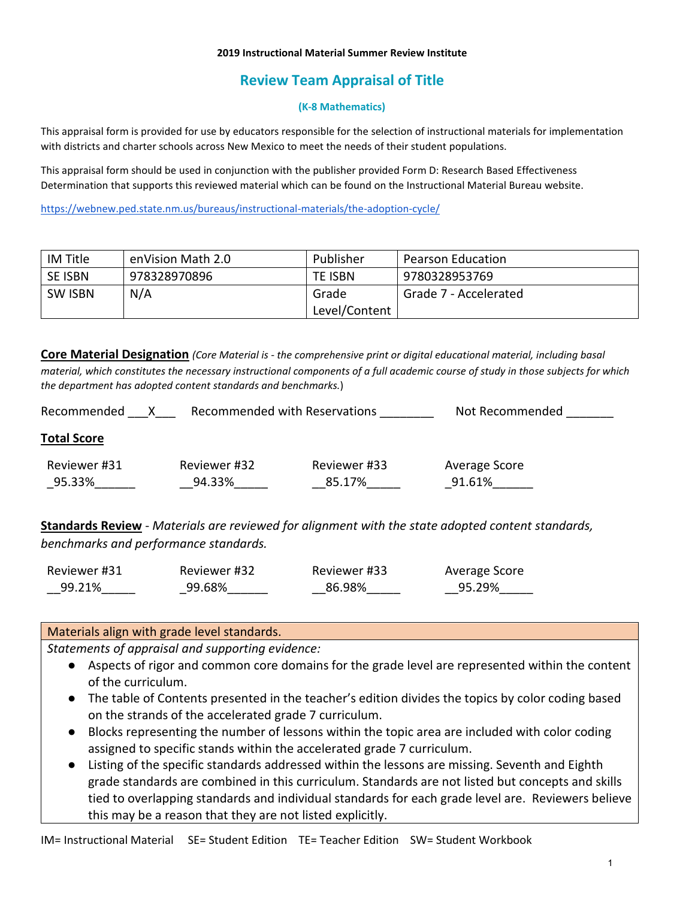**2019 Instructional Material Summer Review Institute**

# Review Team Appraisal of Title

### (K-8 Mathematics)

This appraisal form is provided for use by educators responsible for the selection of instructional materials for implementation with districts and charter schools across New Mexico to meet the needs of their student populations.

This appraisal form should be used in conjunction with the publisher provided Form D: Research Based Effectiveness Determination that supports this reviewed material which can be found on the Instructional Material Bureau website.

https://webnew.ped.state.nm.us/bureaus/instructional-materials/the-adoption-cycle/

| IM Title | enVision Math 2.0 | Publisher | Pearson Education |
|---|---|---|---|
| SE ISBN | 978328970896 | TE ISBN | 9780328953769 |
| SW ISBN | N/A | Grade Level/Content | Grade 7 - Accelerated |

**Core Material Designation** *(Core Material is - the comprehensive print or digital educational material, including basal material, which constitutes the necessary instructional components of a full academic course of study in those subjects for which the department has adopted content standards and benchmarks.*)

Recommended \_\_\_X\_\_\_   Recommended with Reservations \_\_\_\_\_\_\_\_   Not Recommended \_\_\_\_\_\_\_

**Total Score**

| Reviewer #31 | Reviewer #32 | Reviewer #33 | Average Score |
|---|---|---|---|
| 95.33% | 94.33% | 85.17% | 91.61% |

**Standards Review** - *Materials are reviewed for alignment with the state adopted content standards, benchmarks and performance standards.*

| Reviewer #31 | Reviewer #32 | Reviewer #33 | Average Score |
|---|---|---|---|
| 99.21% | 99.68% | 86.98% | 95.29% |

**Materials align with grade level standards.**

*Statements of appraisal and supporting evidence:*

- Aspects of rigor and common core domains for the grade level are represented within the content of the curriculum.
- The table of Contents presented in the teacher's edition divides the topics by color coding based on the strands of the accelerated grade 7 curriculum.
- Blocks representing the number of lessons within the topic area are included with color coding assigned to specific stands within the accelerated grade 7 curriculum.
- Listing of the specific standards addressed within the lessons are missing. Seventh and Eighth grade standards are combined in this curriculum. Standards are not listed but concepts and skills tied to overlapping standards and individual standards for each grade level are. Reviewers believe this may be a reason that they are not listed explicitly.

IM= Instructional Material   SE= Student Edition   TE= Teacher Edition   SW= Student Workbook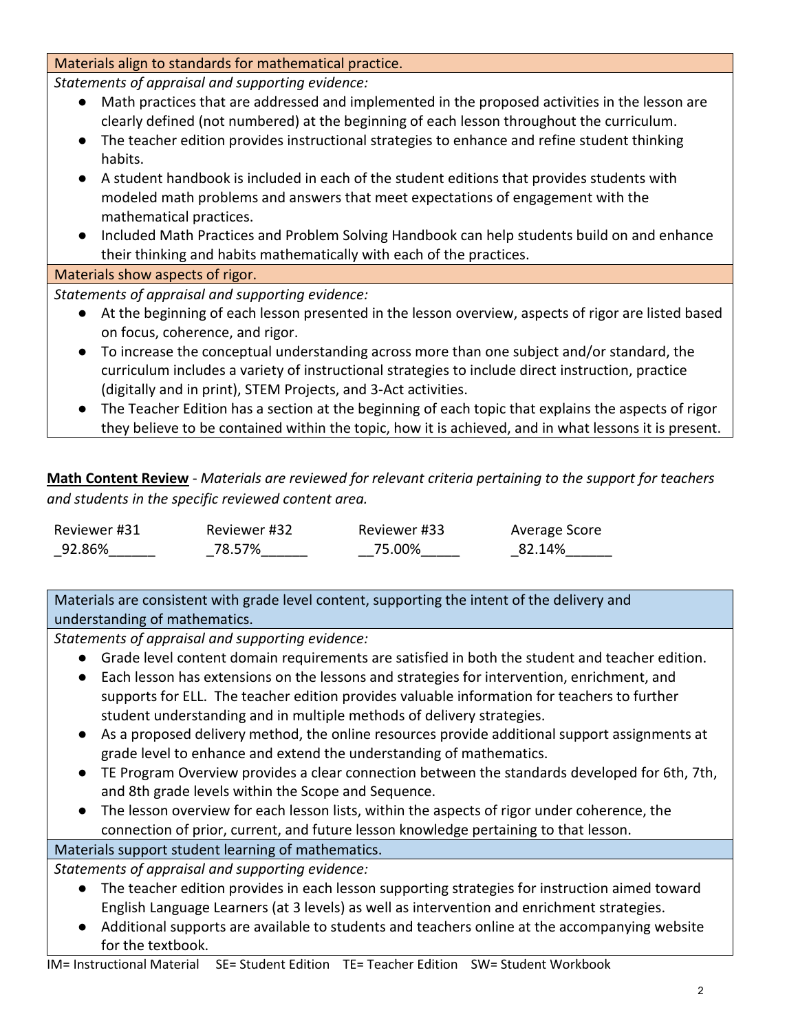| Materials align to standards for mathematical practice. |
|---|
| *Statements of appraisal and supporting evidence:*<br>● Math practices that are addressed and implemented in the proposed activities in the lesson are clearly defined (not numbered) at the beginning of each lesson throughout the curriculum.<br>● The teacher edition provides instructional strategies to enhance and refine student thinking habits.<br>● A student handbook is included in each of the student editions that provides students with modeled math problems and answers that meet expectations of engagement with the mathematical practices.<br>● Included Math Practices and Problem Solving Handbook can help students build on and enhance their thinking and habits mathematically with each of the practices. |
| Materials show aspects of rigor. |
| *Statements of appraisal and supporting evidence:*<br>● At the beginning of each lesson presented in the lesson overview, aspects of rigor are listed based on focus, coherence, and rigor.<br>● To increase the conceptual understanding across more than one subject and/or standard, the curriculum includes a variety of instructional strategies to include direct instruction, practice (digitally and in print), STEM Projects, and 3-Act activities.<br>● The Teacher Edition has a section at the beginning of each topic that explains the aspects of rigor they believe to be contained within the topic, how it is achieved, and in what lessons it is present. |

**Math Content Review** - *Materials are reviewed for relevant criteria pertaining to the support for teachers and students in the specific reviewed content area.*

| Reviewer #31 | Reviewer #32 | Reviewer #33 | Average Score |
|---|---|---|---|
| _92.86%______ | _78.57%______ | __75.00%_____ | _82.14%______ |

| Materials are consistent with grade level content, supporting the intent of the delivery and understanding of mathematics. |
|---|
| *Statements of appraisal and supporting evidence:*<br>● Grade level content domain requirements are satisfied in both the student and teacher edition.<br>● Each lesson has extensions on the lessons and strategies for intervention, enrichment, and supports for ELL. The teacher edition provides valuable information for teachers to further student understanding and in multiple methods of delivery strategies.<br>● As a proposed delivery method, the online resources provide additional support assignments at grade level to enhance and extend the understanding of mathematics.<br>● TE Program Overview provides a clear connection between the standards developed for 6th, 7th, and 8th grade levels within the Scope and Sequence.<br>● The lesson overview for each lesson lists, within the aspects of rigor under coherence, the connection of prior, current, and future lesson knowledge pertaining to that lesson. |
| Materials support student learning of mathematics. |
| *Statements of appraisal and supporting evidence:*<br>● The teacher edition provides in each lesson supporting strategies for instruction aimed toward English Language Learners (at 3 levels) as well as intervention and enrichment strategies.<br>● Additional supports are available to students and teachers online at the accompanying website for the textbook. |

IM= Instructional Material SE= Student Edition TE= Teacher Edition SW= Student Workbook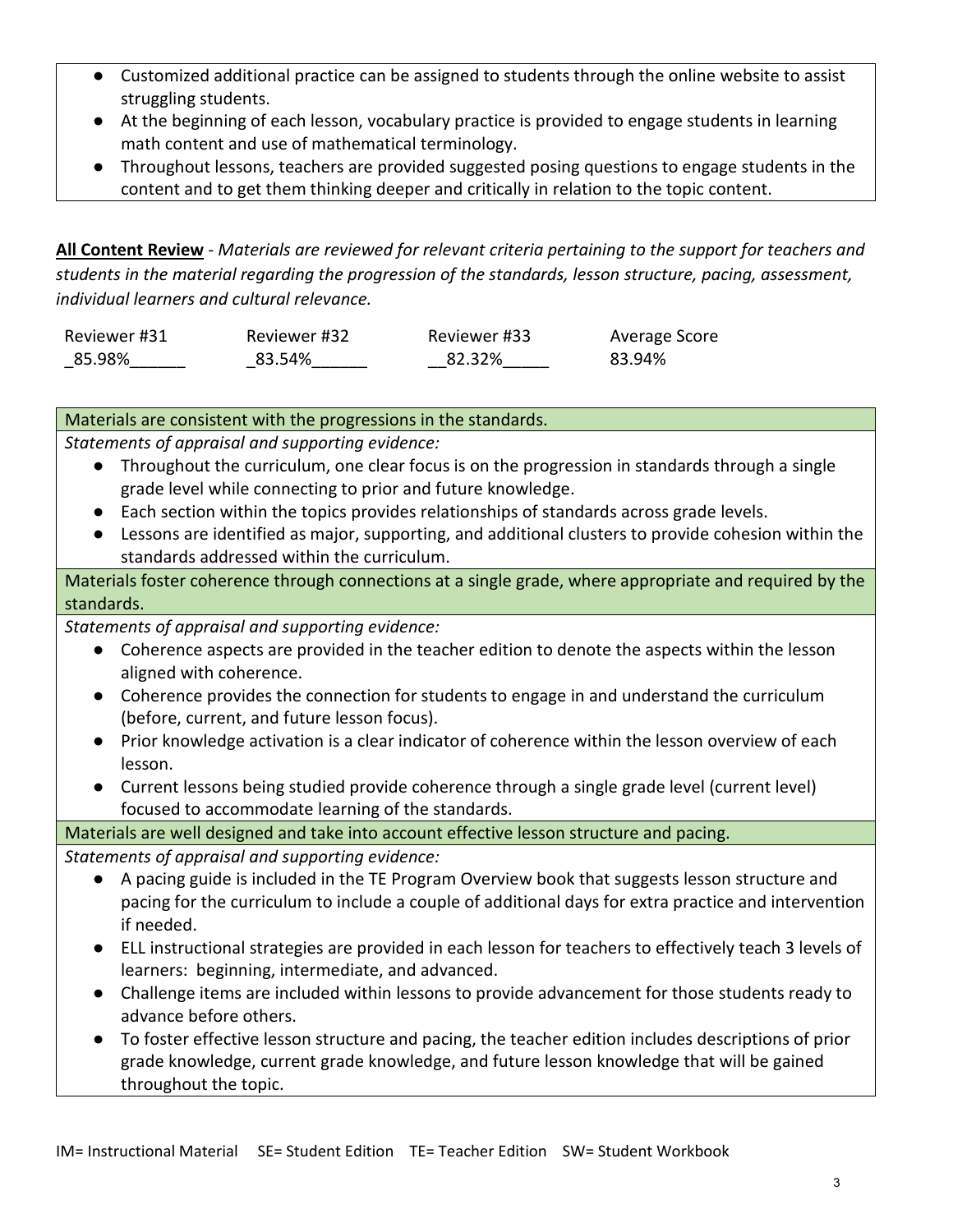- Customized additional practice can be assigned to students through the online website to assist struggling students.
- At the beginning of each lesson, vocabulary practice is provided to engage students in learning math content and use of mathematical terminology.
- Throughout lessons, teachers are provided suggested posing questions to engage students in the content and to get them thinking deeper and critically in relation to the topic content.

**All Content Review** - *Materials are reviewed for relevant criteria pertaining to the support for teachers and students in the material regarding the progression of the standards, lesson structure, pacing, assessment, individual learners and cultural relevance.*

| Reviewer #31 | Reviewer #32 | Reviewer #33 | Average Score |
|---|---|---|---|
| _85.98%______ | _83.54%______ | __82.32%_____ | 83.94% |

| Materials are consistent with the progressions in the standards. |
|---|
| *Statements of appraisal and supporting evidence:*<br>• Throughout the curriculum, one clear focus is on the progression in standards through a single grade level while connecting to prior and future knowledge.<br>• Each section within the topics provides relationships of standards across grade levels.<br>• Lessons are identified as major, supporting, and additional clusters to provide cohesion within the standards addressed within the curriculum. |
| Materials foster coherence through connections at a single grade, where appropriate and required by the standards. |
| *Statements of appraisal and supporting evidence:*<br>• Coherence aspects are provided in the teacher edition to denote the aspects within the lesson aligned with coherence.<br>• Coherence provides the connection for students to engage in and understand the curriculum (before, current, and future lesson focus).<br>• Prior knowledge activation is a clear indicator of coherence within the lesson overview of each lesson.<br>• Current lessons being studied provide coherence through a single grade level (current level) focused to accommodate learning of the standards. |
| Materials are well designed and take into account effective lesson structure and pacing. |
| *Statements of appraisal and supporting evidence:*<br>• A pacing guide is included in the TE Program Overview book that suggests lesson structure and pacing for the curriculum to include a couple of additional days for extra practice and intervention if needed.<br>• ELL instructional strategies are provided in each lesson for teachers to effectively teach 3 levels of learners: beginning, intermediate, and advanced.<br>• Challenge items are included within lessons to provide advancement for those students ready to advance before others.<br>• To foster effective lesson structure and pacing, the teacher edition includes descriptions of prior grade knowledge, current grade knowledge, and future lesson knowledge that will be gained throughout the topic. |

IM= Instructional Material SE= Student Edition TE= Teacher Edition SW= Student Workbook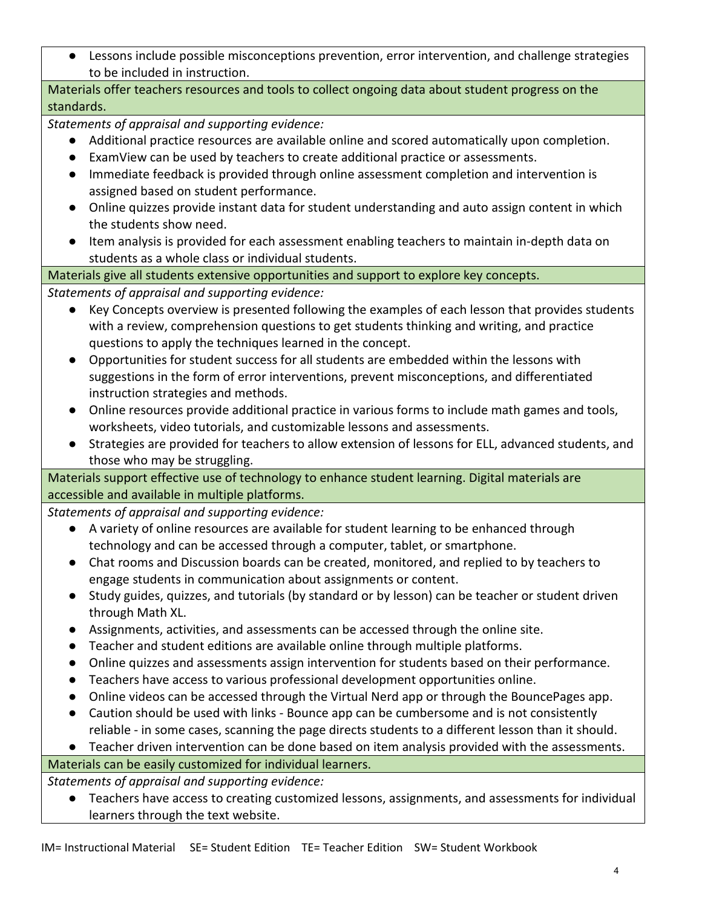- Lessons include possible misconceptions prevention, error intervention, and challenge strategies to be included in instruction.

**Materials offer teachers resources and tools to collect ongoing data about student progress on the standards.**

*Statements of appraisal and supporting evidence:*

- Additional practice resources are available online and scored automatically upon completion.
- ExamView can be used by teachers to create additional practice or assessments.
- Immediate feedback is provided through online assessment completion and intervention is assigned based on student performance.
- Online quizzes provide instant data for student understanding and auto assign content in which the students show need.
- Item analysis is provided for each assessment enabling teachers to maintain in-depth data on students as a whole class or individual students.

**Materials give all students extensive opportunities and support to explore key concepts.**

*Statements of appraisal and supporting evidence:*

- Key Concepts overview is presented following the examples of each lesson that provides students with a review, comprehension questions to get students thinking and writing, and practice questions to apply the techniques learned in the concept.
- Opportunities for student success for all students are embedded within the lessons with suggestions in the form of error interventions, prevent misconceptions, and differentiated instruction strategies and methods.
- Online resources provide additional practice in various forms to include math games and tools, worksheets, video tutorials, and customizable lessons and assessments.
- Strategies are provided for teachers to allow extension of lessons for ELL, advanced students, and those who may be struggling.

**Materials support effective use of technology to enhance student learning. Digital materials are accessible and available in multiple platforms.**

*Statements of appraisal and supporting evidence:*

- A variety of online resources are available for student learning to be enhanced through technology and can be accessed through a computer, tablet, or smartphone.
- Chat rooms and Discussion boards can be created, monitored, and replied to by teachers to engage students in communication about assignments or content.
- Study guides, quizzes, and tutorials (by standard or by lesson) can be teacher or student driven through Math XL.
- Assignments, activities, and assessments can be accessed through the online site.
- Teacher and student editions are available online through multiple platforms.
- Online quizzes and assessments assign intervention for students based on their performance.
- Teachers have access to various professional development opportunities online.
- Online videos can be accessed through the Virtual Nerd app or through the BouncePages app.
- Caution should be used with links - Bounce app can be cumbersome and is not consistently reliable - in some cases, scanning the page directs students to a different lesson than it should.
- Teacher driven intervention can be done based on item analysis provided with the assessments.

**Materials can be easily customized for individual learners.**

*Statements of appraisal and supporting evidence:*

- Teachers have access to creating customized lessons, assignments, and assessments for individual learners through the text website.

IM= Instructional Material SE= Student Edition TE= Teacher Edition SW= Student Workbook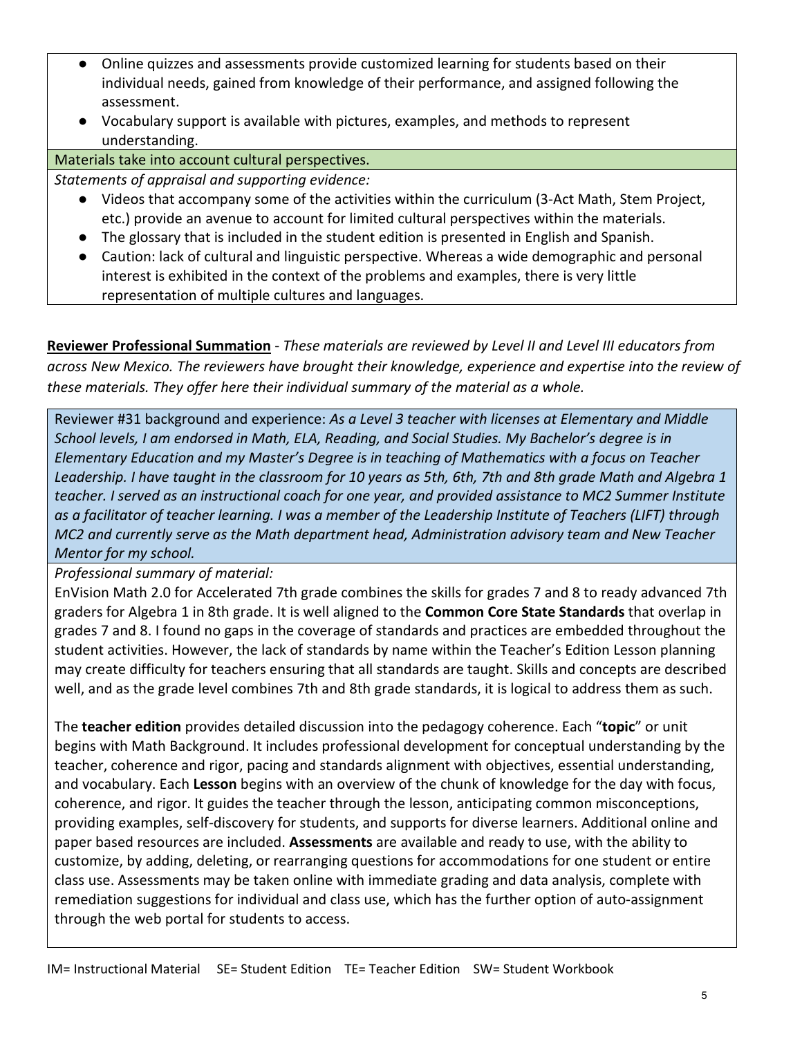- Online quizzes and assessments provide customized learning for students based on their individual needs, gained from knowledge of their performance, and assigned following the assessment.
- Vocabulary support is available with pictures, examples, and methods to represent understanding.

Materials take into account cultural perspectives.

*Statements of appraisal and supporting evidence:*

- Videos that accompany some of the activities within the curriculum (3-Act Math, Stem Project, etc.) provide an avenue to account for limited cultural perspectives within the materials.
- The glossary that is included in the student edition is presented in English and Spanish.
- Caution: lack of cultural and linguistic perspective. Whereas a wide demographic and personal interest is exhibited in the context of the problems and examples, there is very little representation of multiple cultures and languages.

**Reviewer Professional Summation** - *These materials are reviewed by Level II and Level III educators from across New Mexico. The reviewers have brought their knowledge, experience and expertise into the review of these materials. They offer here their individual summary of the material as a whole.*

Reviewer #31 background and experience: *As a Level 3 teacher with licenses at Elementary and Middle School levels, I am endorsed in Math, ELA, Reading, and Social Studies. My Bachelor's degree is in Elementary Education and my Master's Degree is in teaching of Mathematics with a focus on Teacher Leadership. I have taught in the classroom for 10 years as 5th, 6th, 7th and 8th grade Math and Algebra 1 teacher. I served as an instructional coach for one year, and provided assistance to MC2 Summer Institute as a facilitator of teacher learning. I was a member of the Leadership Institute of Teachers (LIFT) through MC2 and currently serve as the Math department head, Administration advisory team and New Teacher Mentor for my school.*

*Professional summary of material:*

EnVision Math 2.0 for Accelerated 7th grade combines the skills for grades 7 and 8 to ready advanced 7th graders for Algebra 1 in 8th grade. It is well aligned to the **Common Core State Standards** that overlap in grades 7 and 8. I found no gaps in the coverage of standards and practices are embedded throughout the student activities. However, the lack of standards by name within the Teacher's Edition Lesson planning may create difficulty for teachers ensuring that all standards are taught. Skills and concepts are described well, and as the grade level combines 7th and 8th grade standards, it is logical to address them as such.

The **teacher edition** provides detailed discussion into the pedagogy coherence. Each "**topic**" or unit begins with Math Background. It includes professional development for conceptual understanding by the teacher, coherence and rigor, pacing and standards alignment with objectives, essential understanding, and vocabulary. Each **Lesson** begins with an overview of the chunk of knowledge for the day with focus, coherence, and rigor. It guides the teacher through the lesson, anticipating common misconceptions, providing examples, self-discovery for students, and supports for diverse learners. Additional online and paper based resources are included. **Assessments** are available and ready to use, with the ability to customize, by adding, deleting, or rearranging questions for accommodations for one student or entire class use. Assessments may be taken online with immediate grading and data analysis, complete with remediation suggestions for individual and class use, which has the further option of auto-assignment through the web portal for students to access.

IM= Instructional Material SE= Student Edition TE= Teacher Edition SW= Student Workbook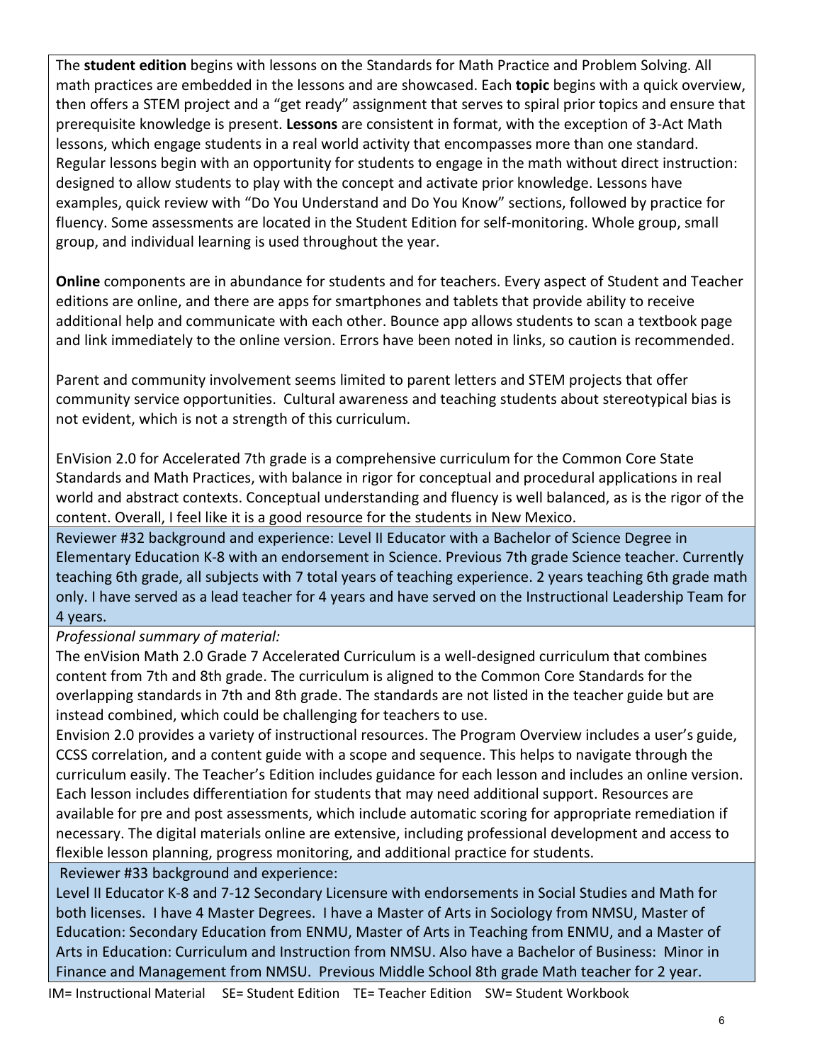The **student edition** begins with lessons on the Standards for Math Practice and Problem Solving. All math practices are embedded in the lessons and are showcased. Each **topic** begins with a quick overview, then offers a STEM project and a "get ready" assignment that serves to spiral prior topics and ensure that prerequisite knowledge is present. **Lessons** are consistent in format, with the exception of 3-Act Math lessons, which engage students in a real world activity that encompasses more than one standard. Regular lessons begin with an opportunity for students to engage in the math without direct instruction: designed to allow students to play with the concept and activate prior knowledge. Lessons have examples, quick review with "Do You Understand and Do You Know" sections, followed by practice for fluency. Some assessments are located in the Student Edition for self-monitoring. Whole group, small group, and individual learning is used throughout the year.

**Online** components are in abundance for students and for teachers. Every aspect of Student and Teacher editions are online, and there are apps for smartphones and tablets that provide ability to receive additional help and communicate with each other. Bounce app allows students to scan a textbook page and link immediately to the online version. Errors have been noted in links, so caution is recommended.

Parent and community involvement seems limited to parent letters and STEM projects that offer community service opportunities. Cultural awareness and teaching students about stereotypical bias is not evident, which is not a strength of this curriculum.

EnVision 2.0 for Accelerated 7th grade is a comprehensive curriculum for the Common Core State Standards and Math Practices, with balance in rigor for conceptual and procedural applications in real world and abstract contexts. Conceptual understanding and fluency is well balanced, as is the rigor of the content. Overall, I feel like it is a good resource for the students in New Mexico.

Reviewer #32 background and experience: Level II Educator with a Bachelor of Science Degree in Elementary Education K-8 with an endorsement in Science. Previous 7th grade Science teacher. Currently teaching 6th grade, all subjects with 7 total years of teaching experience. 2 years teaching 6th grade math only. I have served as a lead teacher for 4 years and have served on the Instructional Leadership Team for 4 years.

*Professional summary of material:*

The enVision Math 2.0 Grade 7 Accelerated Curriculum is a well-designed curriculum that combines content from 7th and 8th grade. The curriculum is aligned to the Common Core Standards for the overlapping standards in 7th and 8th grade. The standards are not listed in the teacher guide but are instead combined, which could be challenging for teachers to use.

Envision 2.0 provides a variety of instructional resources. The Program Overview includes a user's guide, CCSS correlation, and a content guide with a scope and sequence. This helps to navigate through the curriculum easily. The Teacher's Edition includes guidance for each lesson and includes an online version. Each lesson includes differentiation for students that may need additional support. Resources are available for pre and post assessments, which include automatic scoring for appropriate remediation if necessary. The digital materials online are extensive, including professional development and access to flexible lesson planning, progress monitoring, and additional practice for students.

Reviewer #33 background and experience:

Level II Educator K-8 and 7-12 Secondary Licensure with endorsements in Social Studies and Math for both licenses. I have 4 Master Degrees. I have a Master of Arts in Sociology from NMSU, Master of Education: Secondary Education from ENMU, Master of Arts in Teaching from ENMU, and a Master of Arts in Education: Curriculum and Instruction from NMSU. Also have a Bachelor of Business: Minor in Finance and Management from NMSU. Previous Middle School 8th grade Math teacher for 2 year.

IM= Instructional Material SE= Student Edition TE= Teacher Edition SW= Student Workbook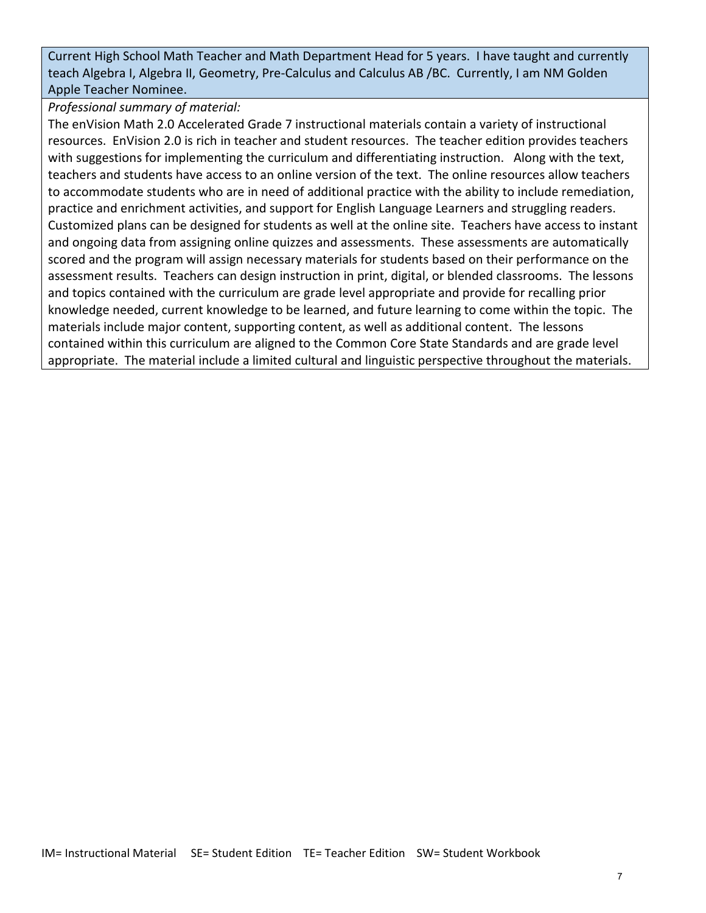Current High School Math Teacher and Math Department Head for 5 years. I have taught and currently teach Algebra I, Algebra II, Geometry, Pre-Calculus and Calculus AB /BC. Currently, I am NM Golden Apple Teacher Nominee.

*Professional summary of material:*

The enVision Math 2.0 Accelerated Grade 7 instructional materials contain a variety of instructional resources. EnVision 2.0 is rich in teacher and student resources. The teacher edition provides teachers with suggestions for implementing the curriculum and differentiating instruction. Along with the text, teachers and students have access to an online version of the text. The online resources allow teachers to accommodate students who are in need of additional practice with the ability to include remediation, practice and enrichment activities, and support for English Language Learners and struggling readers. Customized plans can be designed for students as well at the online site. Teachers have access to instant and ongoing data from assigning online quizzes and assessments. These assessments are automatically scored and the program will assign necessary materials for students based on their performance on the assessment results. Teachers can design instruction in print, digital, or blended classrooms. The lessons and topics contained with the curriculum are grade level appropriate and provide for recalling prior knowledge needed, current knowledge to be learned, and future learning to come within the topic. The materials include major content, supporting content, as well as additional content. The lessons contained within this curriculum are aligned to the Common Core State Standards and are grade level appropriate. The material include a limited cultural and linguistic perspective throughout the materials.

IM= Instructional Material SE= Student Edition TE= Teacher Edition SW= Student Workbook